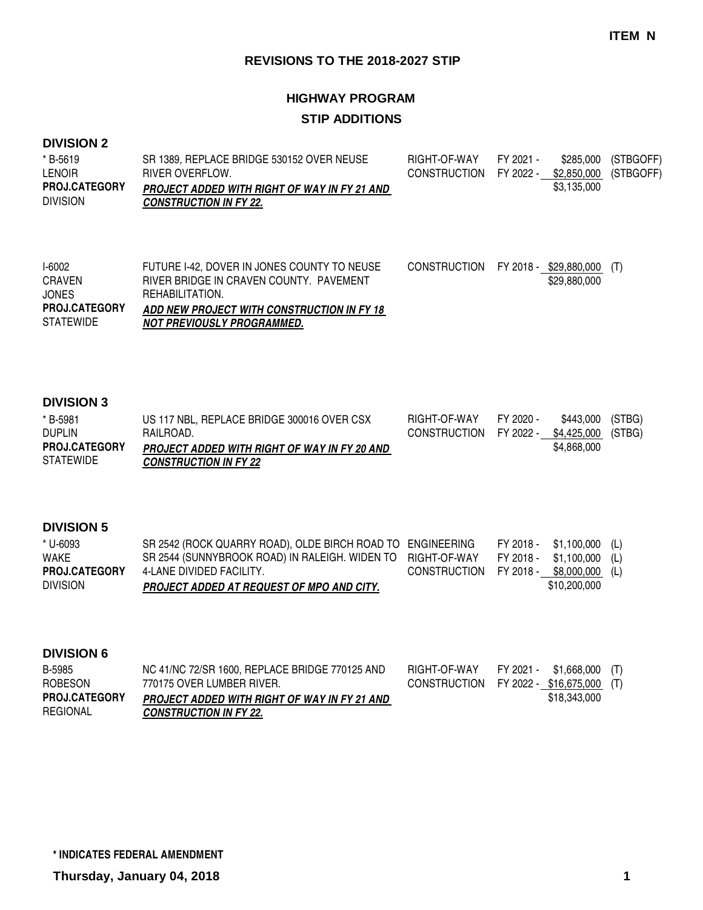**ITEM N**

## REVISIONS TO THE 2018-2027 STIP

### HIGHWAY PROGRAM

### STIP ADDITIONS

#### DIVISION 2

| Project | Description | Phase | FY | Amount | Source |
|---|---|---|---|---|---|
| * B-5619<br>LENOIR<br>**PROJ.CATEGORY**<br>DIVISION | SR 1389, REPLACE BRIDGE 530152 OVER NEUSE RIVER OVERFLOW.<br>***PROJECT ADDED WITH RIGHT OF WAY IN FY 21 AND CONSTRUCTION IN FY 22.*** | RIGHT-OF-WAY | FY 2021 - | $285,000 | (STBGOFF) |
| | | CONSTRUCTION | FY 2022 - | $2,850,000 | (STBGOFF) |
| | | | | $3,135,000 | |
| I-6002<br>CRAVEN<br>JONES<br>**PROJ.CATEGORY**<br>STATEWIDE | FUTURE I-42, DOVER IN JONES COUNTY TO NEUSE RIVER BRIDGE IN CRAVEN COUNTY. PAVEMENT REHABILITATION.<br>***ADD NEW PROJECT WITH CONSTRUCTION IN FY 18 NOT PREVIOUSLY PROGRAMMED.*** | CONSTRUCTION | FY 2018 - | $29,880,000 | (T) |
| | | | | $29,880,000 | |

#### DIVISION 3

| Project | Description | Phase | FY | Amount | Source |
|---|---|---|---|---|---|
| * B-5981<br>DUPLIN<br>**PROJ.CATEGORY**<br>STATEWIDE | US 117 NBL, REPLACE BRIDGE 300016 OVER CSX RAILROAD.<br>***PROJECT ADDED WITH RIGHT OF WAY IN FY 20 AND CONSTRUCTION IN FY 22*** | RIGHT-OF-WAY | FY 2020 - | $443,000 | (STBG) |
| | | CONSTRUCTION | FY 2022 - | $4,425,000 | (STBG) |
| | | | | $4,868,000 | |

#### DIVISION 5

| Project | Description | Phase | FY | Amount | Source |
|---|---|---|---|---|---|
| * U-6093<br>WAKE<br>**PROJ.CATEGORY**<br>DIVISION | SR 2542 (ROCK QUARRY ROAD), OLDE BIRCH ROAD TO SR 2544 (SUNNYBROOK ROAD) IN RALEIGH. WIDEN TO 4-LANE DIVIDED FACILITY.<br>***PROJECT ADDED AT REQUEST OF MPO AND CITY.*** | ENGINEERING | FY 2018 - | $1,100,000 | (L) |
| | | RIGHT-OF-WAY | FY 2018 - | $1,100,000 | (L) |
| | | CONSTRUCTION | FY 2018 - | $8,000,000 | (L) |
| | | | | $10,200,000 | |

#### DIVISION 6

| Project | Description | Phase | FY | Amount | Source |
|---|---|---|---|---|---|
| B-5985<br>ROBESON<br>**PROJ.CATEGORY**<br>REGIONAL | NC 41/NC 72/SR 1600, REPLACE BRIDGE 770125 AND 770175 OVER LUMBER RIVER.<br>***PROJECT ADDED WITH RIGHT OF WAY IN FY 21 AND CONSTRUCTION IN FY 22.*** | RIGHT-OF-WAY | FY 2021 - | $1,668,000 | (T) |
| | | CONSTRUCTION | FY 2022 - | $16,675,000 | (T) |
| | | | | $18,343,000 | |

**\* INDICATES FEDERAL AMENDMENT**

**Thursday, January 04, 2018**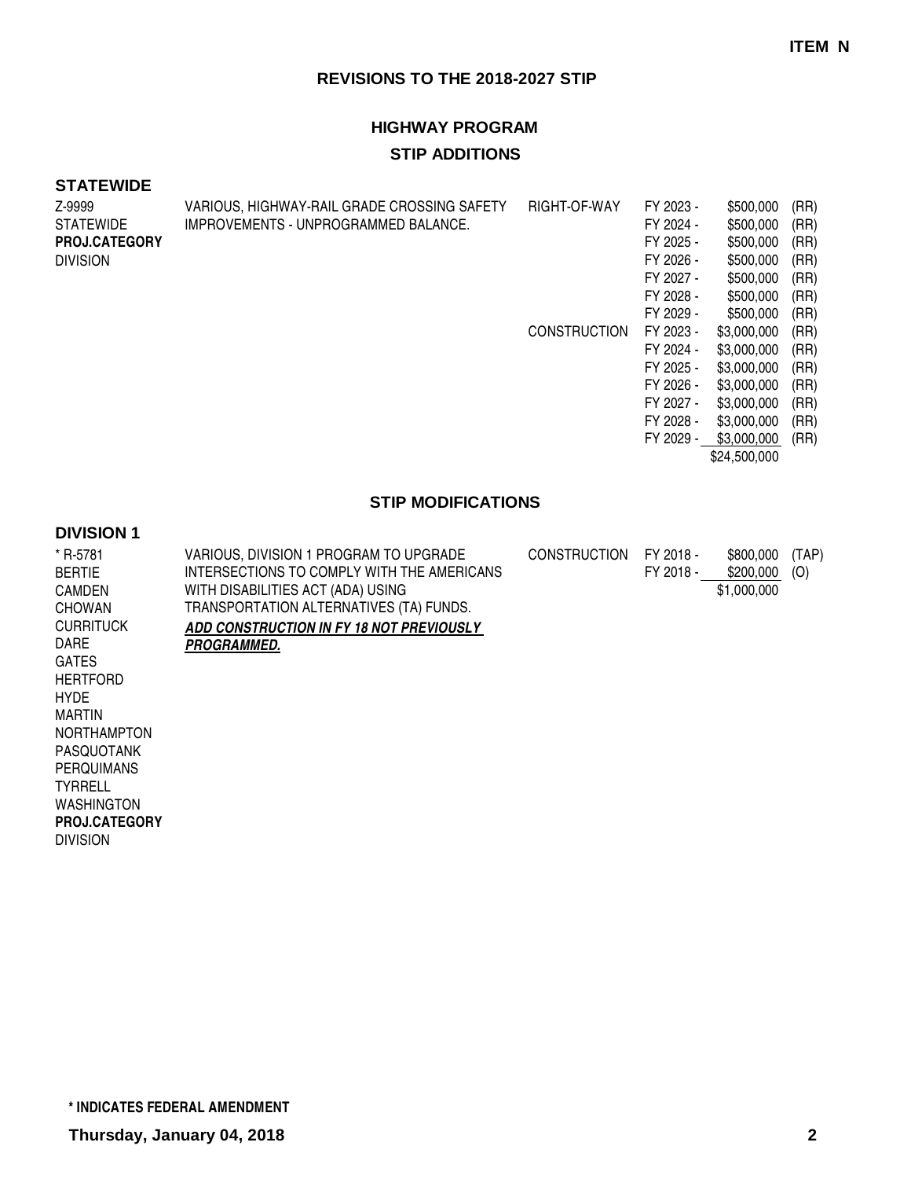**ITEM N**

## REVISIONS TO THE 2018-2027 STIP

### HIGHWAY PROGRAM

### STIP ADDITIONS

**STATEWIDE**

| Project | Description | Phase | Fiscal Year | Amount | Fund |
|---|---|---|---|---|---|
| Z-9999<br>STATEWIDE<br>**PROJ.CATEGORY**<br>DIVISION | VARIOUS, HIGHWAY-RAIL GRADE CROSSING SAFETY IMPROVEMENTS - UNPROGRAMMED BALANCE. | RIGHT-OF-WAY | FY 2023 - | $500,000 | (RR) |
| | | | FY 2024 - | $500,000 | (RR) |
| | | | FY 2025 - | $500,000 | (RR) |
| | | | FY 2026 - | $500,000 | (RR) |
| | | | FY 2027 - | $500,000 | (RR) |
| | | | FY 2028 - | $500,000 | (RR) |
| | | | FY 2029 - | $500,000 | (RR) |
| | | CONSTRUCTION | FY 2023 - | $3,000,000 | (RR) |
| | | | FY 2024 - | $3,000,000 | (RR) |
| | | | FY 2025 - | $3,000,000 | (RR) |
| | | | FY 2026 - | $3,000,000 | (RR) |
| | | | FY 2027 - | $3,000,000 | (RR) |
| | | | FY 2028 - | $3,000,000 | (RR) |
| | | | FY 2029 - | $3,000,000 | (RR) |
| | | | | $24,500,000 | |

### STIP MODIFICATIONS

**DIVISION 1**

| Project | Description | Phase | Fiscal Year | Amount | Fund |
|---|---|---|---|---|---|
| * R-5781<br>BERTIE<br>CAMDEN<br>CHOWAN<br>CURRITUCK<br>DARE<br>GATES<br>HERTFORD<br>HYDE<br>MARTIN<br>NORTHAMPTON<br>PASQUOTANK<br>PERQUIMANS<br>TYRRELL<br>WASHINGTON<br>**PROJ.CATEGORY**<br>DIVISION | VARIOUS, DIVISION 1 PROGRAM TO UPGRADE INTERSECTIONS TO COMPLY WITH THE AMERICANS WITH DISABILITIES ACT (ADA) USING TRANSPORTATION ALTERNATIVES (TA) FUNDS.<br>***ADD CONSTRUCTION IN FY 18 NOT PREVIOUSLY PROGRAMMED.*** | CONSTRUCTION | FY 2018 - | $800,000 | (TAP) |
| | | | FY 2018 - | $200,000 | (O) |
| | | | | $1,000,000 | |

**\* INDICATES FEDERAL AMENDMENT**

**Thursday, January 04, 2018**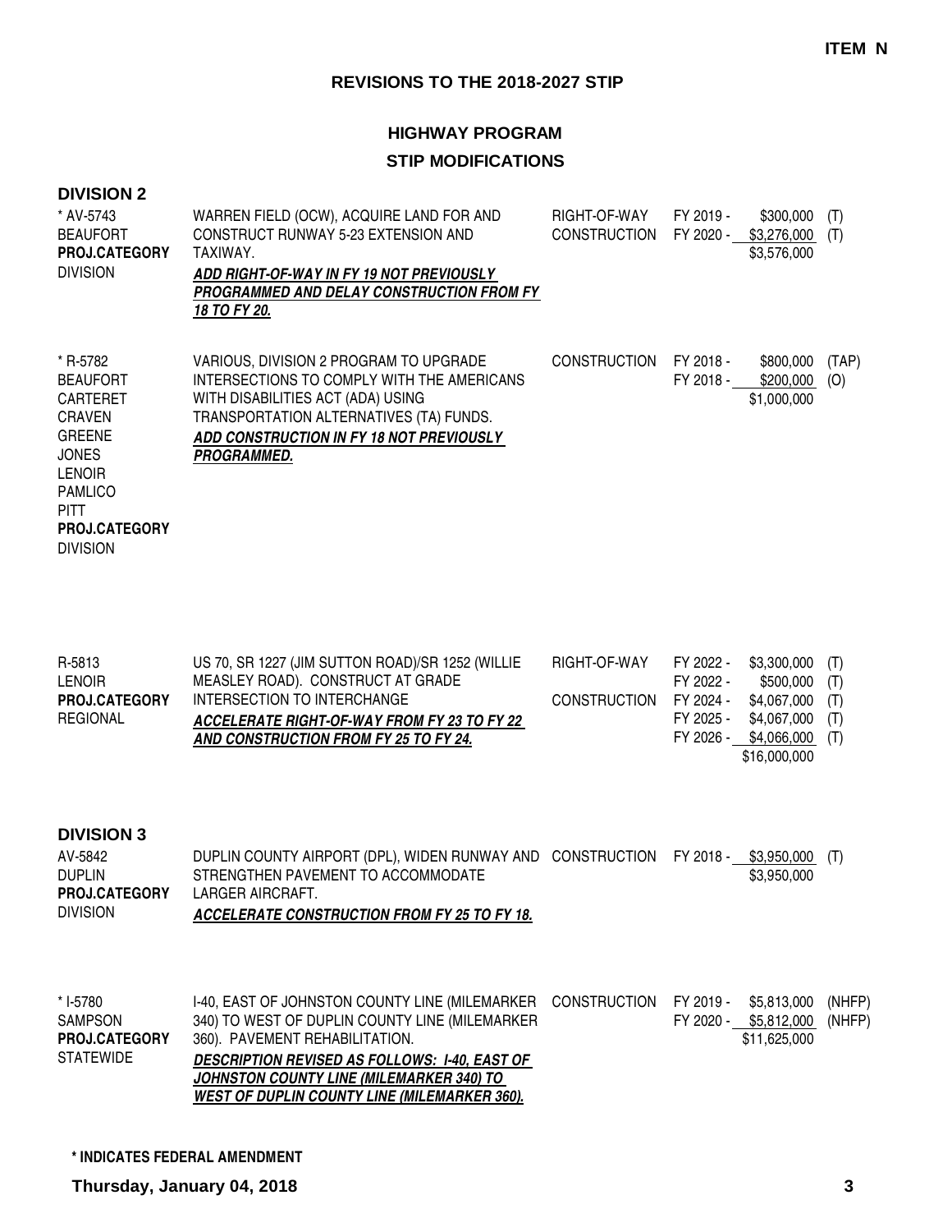**ITEM N**

# REVISIONS TO THE 2018-2027 STIP

## HIGHWAY PROGRAM

## STIP MODIFICATIONS

### DIVISION 2

| Project | Description | Phase | Fiscal Year | Amount | Funding |
|---|---|---|---|---|---|
| * AV-5743<br>BEAUFORT<br>**PROJ.CATEGORY**<br>DIVISION | WARREN FIELD (OCW), ACQUIRE LAND FOR AND CONSTRUCT RUNWAY 5-23 EXTENSION AND TAXIWAY.<br>***ADD RIGHT-OF-WAY IN FY 19 NOT PREVIOUSLY PROGRAMMED AND DELAY CONSTRUCTION FROM FY 18 TO FY 20.*** | RIGHT-OF-WAY | FY 2019 - | $300,000 | (T) |
| | | CONSTRUCTION | FY 2020 - | $3,276,000 | (T) |
| | | | | $3,576,000 | |
| * R-5782<br>BEAUFORT<br>CARTERET<br>CRAVEN<br>GREENE<br>JONES<br>LENOIR<br>PAMLICO<br>PITT<br>**PROJ.CATEGORY**<br>DIVISION | VARIOUS, DIVISION 2 PROGRAM TO UPGRADE INTERSECTIONS TO COMPLY WITH THE AMERICANS WITH DISABILITIES ACT (ADA) USING TRANSPORTATION ALTERNATIVES (TA) FUNDS.<br>***ADD CONSTRUCTION IN FY 18 NOT PREVIOUSLY PROGRAMMED.*** | CONSTRUCTION | FY 2018 - | $800,000 | (TAP) |
| | | | FY 2018 - | $200,000 | (O) |
| | | | | $1,000,000 | |
| R-5813<br>LENOIR<br>**PROJ.CATEGORY**<br>REGIONAL | US 70, SR 1227 (JIM SUTTON ROAD)/SR 1252 (WILLIE MEASLEY ROAD). CONSTRUCT AT GRADE INTERSECTION TO INTERCHANGE<br>***ACCELERATE RIGHT-OF-WAY FROM FY 23 TO FY 22 AND CONSTRUCTION FROM FY 25 TO FY 24.*** | RIGHT-OF-WAY | FY 2022 - | $3,300,000 | (T) |
| | | | FY 2022 - | $500,000 | (T) |
| | | CONSTRUCTION | FY 2024 - | $4,067,000 | (T) |
| | | | FY 2025 - | $4,067,000 | (T) |
| | | | FY 2026 - | $4,066,000 | (T) |
| | | | | $16,000,000 | |

### DIVISION 3

| Project | Description | Phase | Fiscal Year | Amount | Funding |
|---|---|---|---|---|---|
| AV-5842<br>DUPLIN<br>**PROJ.CATEGORY**<br>DIVISION | DUPLIN COUNTY AIRPORT (DPL), WIDEN RUNWAY AND STRENGTHEN PAVEMENT TO ACCOMMODATE LARGER AIRCRAFT.<br>***ACCELERATE CONSTRUCTION FROM FY 25 TO FY 18.*** | CONSTRUCTION | FY 2018 - | $3,950,000 | (T) |
| | | | | $3,950,000 | |
| * I-5780<br>SAMPSON<br>**PROJ.CATEGORY**<br>STATEWIDE | I-40, EAST OF JOHNSTON COUNTY LINE (MILEMARKER 340) TO WEST OF DUPLIN COUNTY LINE (MILEMARKER 360). PAVEMENT REHABILITATION.<br>***DESCRIPTION REVISED AS FOLLOWS: I-40, EAST OF JOHNSTON COUNTY LINE (MILEMARKER 340) TO WEST OF DUPLIN COUNTY LINE (MILEMARKER 360).*** | CONSTRUCTION | FY 2019 - | $5,813,000 | (NHFP) |
| | | | FY 2020 - | $5,812,000 | (NHFP) |
| | | | | $11,625,000 | |

**\* INDICATES FEDERAL AMENDMENT**

**Thursday, January 04, 2018**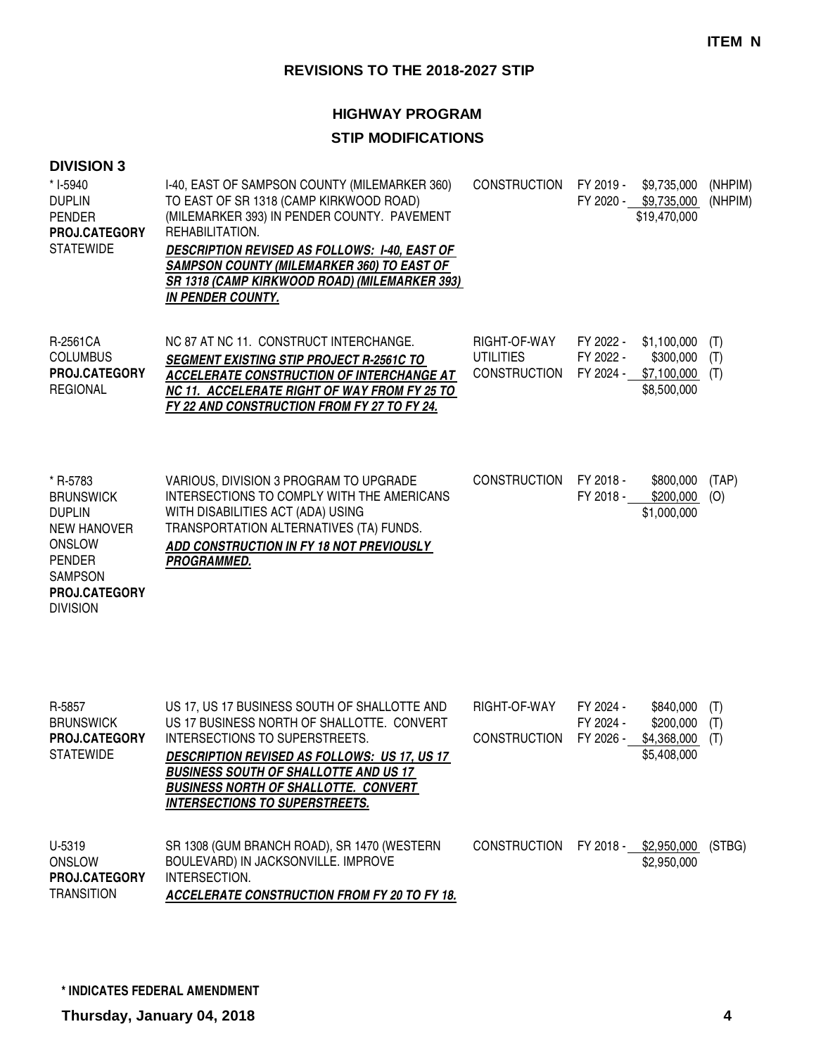**ITEM N**

## REVISIONS TO THE 2018-2027 STIP

### HIGHWAY PROGRAM

### STIP MODIFICATIONS

### DIVISION 3

| Project | Description | Work Type | Fiscal Year | Cost | Fund |
|---|---|---|---|---|---|
| * I-5940<br>DUPLIN<br>PENDER<br>**PROJ.CATEGORY**<br>STATEWIDE | I-40, EAST OF SAMPSON COUNTY (MILEMARKER 360) TO EAST OF SR 1318 (CAMP KIRKWOOD ROAD) (MILEMARKER 393) IN PENDER COUNTY. PAVEMENT REHABILITATION.<br>***DESCRIPTION REVISED AS FOLLOWS: I-40, EAST OF SAMPSON COUNTY (MILEMARKER 360) TO EAST OF SR 1318 (CAMP KIRKWOOD ROAD) (MILEMARKER 393) IN PENDER COUNTY.*** | CONSTRUCTION | FY 2019 -<br>FY 2020 - | $9,735,000<br>$9,735,000<br>$19,470,000 | (NHPIM)<br>(NHPIM) |
| R-2561CA<br>COLUMBUS<br>**PROJ.CATEGORY**<br>REGIONAL | NC 87 AT NC 11. CONSTRUCT INTERCHANGE.<br>***SEGMENT EXISTING STIP PROJECT R-2561C TO ACCELERATE CONSTRUCTION OF INTERCHANGE AT NC 11. ACCELERATE RIGHT OF WAY FROM FY 25 TO FY 22 AND CONSTRUCTION FROM FY 27 TO FY 24.*** | RIGHT-OF-WAY<br>UTILITIES<br>CONSTRUCTION | FY 2022 -<br>FY 2022 -<br>FY 2024 - | $1,100,000<br>$300,000<br>$7,100,000<br>$8,500,000 | (T)<br>(T)<br>(T) |
| * R-5783<br>BRUNSWICK<br>DUPLIN<br>NEW HANOVER<br>ONSLOW<br>PENDER<br>SAMPSON<br>**PROJ.CATEGORY**<br>DIVISION | VARIOUS, DIVISION 3 PROGRAM TO UPGRADE INTERSECTIONS TO COMPLY WITH THE AMERICANS WITH DISABILITIES ACT (ADA) USING TRANSPORTATION ALTERNATIVES (TA) FUNDS.<br>***ADD CONSTRUCTION IN FY 18 NOT PREVIOUSLY PROGRAMMED.*** | CONSTRUCTION | FY 2018 -<br>FY 2018 - | $800,000<br>$200,000<br>$1,000,000 | (TAP)<br>(O) |
| R-5857<br>BRUNSWICK<br>**PROJ.CATEGORY**<br>STATEWIDE | US 17, US 17 BUSINESS SOUTH OF SHALLOTTE AND US 17 BUSINESS NORTH OF SHALLOTTE. CONVERT INTERSECTIONS TO SUPERSTREETS.<br>***DESCRIPTION REVISED AS FOLLOWS: US 17, US 17 BUSINESS SOUTH OF SHALLOTTE AND US 17 BUSINESS NORTH OF SHALLOTTE. CONVERT INTERSECTIONS TO SUPERSTREETS.*** | RIGHT-OF-WAY<br><br>CONSTRUCTION | FY 2024 -<br>FY 2024 -<br>FY 2026 - | $840,000<br>$200,000<br>$4,368,000<br>$5,408,000 | (T)<br>(T)<br>(T) |
| U-5319<br>ONSLOW<br>**PROJ.CATEGORY**<br>TRANSITION | SR 1308 (GUM BRANCH ROAD), SR 1470 (WESTERN BOULEVARD) IN JACKSONVILLE. IMPROVE INTERSECTION.<br>***ACCELERATE CONSTRUCTION FROM FY 20 TO FY 18.*** | CONSTRUCTION | FY 2018 - | $2,950,000<br>$2,950,000 | (STBG) |

**\* INDICATES FEDERAL AMENDMENT**

**Thursday, January 04, 2018**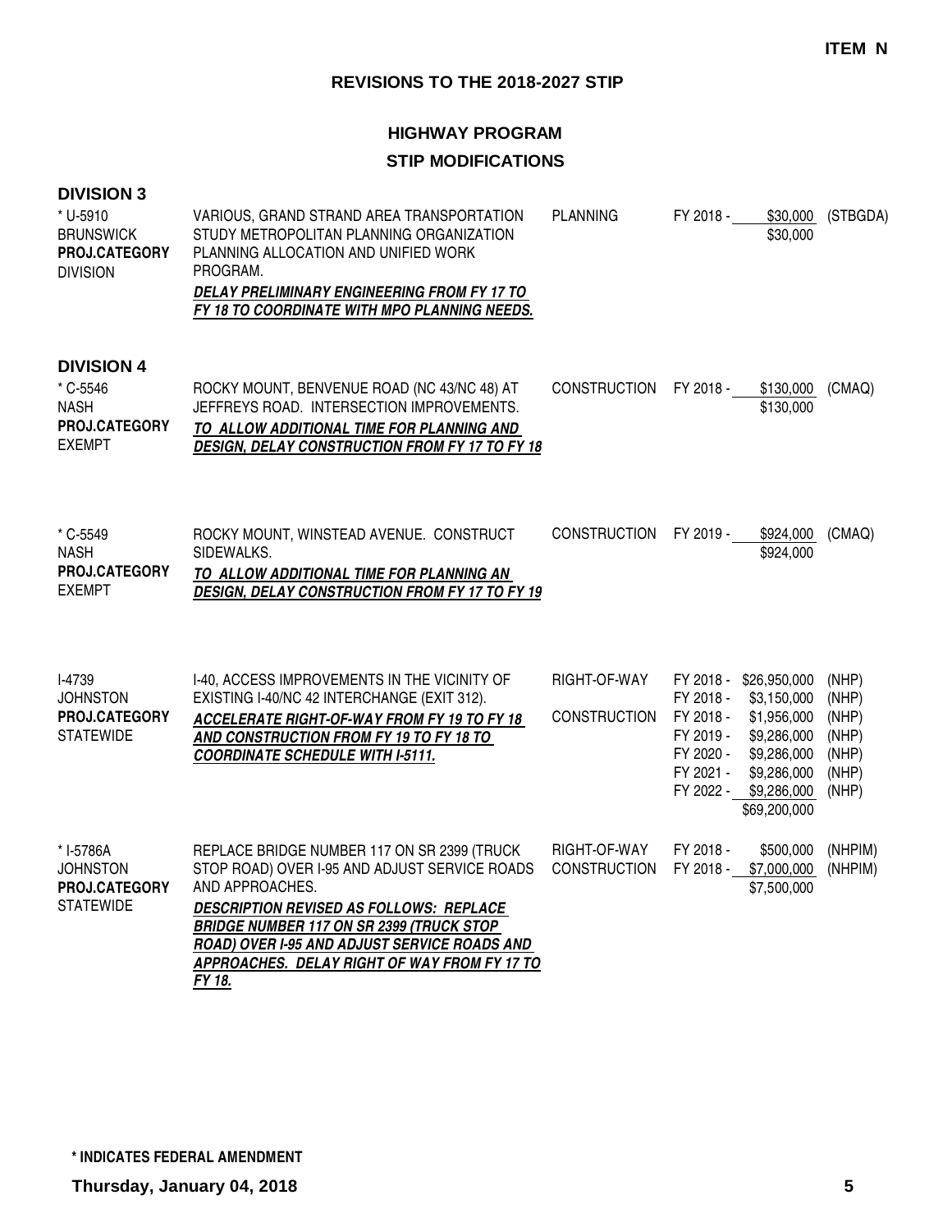**ITEM N**

# REVISIONS TO THE 2018-2027 STIP

## HIGHWAY PROGRAM

## STIP MODIFICATIONS

### DIVISION 3

| Project | Description | Work Type | Fiscal Year | Amount | Fund |
|---|---|---|---|---|---|
| * U-5910<br>BRUNSWICK<br>**PROJ.CATEGORY**<br>DIVISION | VARIOUS, GRAND STRAND AREA TRANSPORTATION STUDY METROPOLITAN PLANNING ORGANIZATION PLANNING ALLOCATION AND UNIFIED WORK PROGRAM.<br>***DELAY PRELIMINARY ENGINEERING FROM FY 17 TO FY 18 TO COORDINATE WITH MPO PLANNING NEEDS.*** | PLANNING | FY 2018 - | $30,000 | (STBGDA) |
| | | | | $30,000 | |

### DIVISION 4

| Project | Description | Work Type | Fiscal Year | Amount | Fund |
|---|---|---|---|---|---|
| * C-5546<br>NASH<br>**PROJ.CATEGORY**<br>EXEMPT | ROCKY MOUNT, BENVENUE ROAD (NC 43/NC 48) AT JEFFREYS ROAD. INTERSECTION IMPROVEMENTS.<br>***TO ALLOW ADDITIONAL TIME FOR PLANNING AND DESIGN, DELAY CONSTRUCTION FROM FY 17 TO FY 18*** | CONSTRUCTION | FY 2018 - | $130,000 | (CMAQ) |
| | | | | $130,000 | |
| * C-5549<br>NASH<br>**PROJ.CATEGORY**<br>EXEMPT | ROCKY MOUNT, WINSTEAD AVENUE. CONSTRUCT SIDEWALKS.<br>***TO ALLOW ADDITIONAL TIME FOR PLANNING AN DESIGN, DELAY CONSTRUCTION FROM FY 17 TO FY 19*** | CONSTRUCTION | FY 2019 - | $924,000 | (CMAQ) |
| | | | | $924,000 | |
| I-4739<br>JOHNSTON<br>**PROJ.CATEGORY**<br>STATEWIDE | I-40, ACCESS IMPROVEMENTS IN THE VICINITY OF EXISTING I-40/NC 42 INTERCHANGE (EXIT 312).<br>***ACCELERATE RIGHT-OF-WAY FROM FY 19 TO FY 18 AND CONSTRUCTION FROM FY 19 TO FY 18 TO COORDINATE SCHEDULE WITH I-5111.*** | RIGHT-OF-WAY | FY 2018 - | $26,950,000 | (NHP) |
| | | | FY 2018 - | $3,150,000 | (NHP) |
| | | CONSTRUCTION | FY 2018 - | $1,956,000 | (NHP) |
| | | | FY 2019 - | $9,286,000 | (NHP) |
| | | | FY 2020 - | $9,286,000 | (NHP) |
| | | | FY 2021 - | $9,286,000 | (NHP) |
| | | | FY 2022 - | $9,286,000 | (NHP) |
| | | | | $69,200,000 | |
| * I-5786A<br>JOHNSTON<br>**PROJ.CATEGORY**<br>STATEWIDE | REPLACE BRIDGE NUMBER 117 ON SR 2399 (TRUCK STOP ROAD) OVER I-95 AND ADJUST SERVICE ROADS AND APPROACHES.<br>***DESCRIPTION REVISED AS FOLLOWS: REPLACE BRIDGE NUMBER 117 ON SR 2399 (TRUCK STOP ROAD) OVER I-95 AND ADJUST SERVICE ROADS AND APPROACHES. DELAY RIGHT OF WAY FROM FY 17 TO FY 18.*** | RIGHT-OF-WAY | FY 2018 - | $500,000 | (NHPIM) |
| | | CONSTRUCTION | FY 2018 - | $7,000,000 | (NHPIM) |
| | | | | $7,500,000 | |

**\* INDICATES FEDERAL AMENDMENT**

**Thursday, January 04, 2018**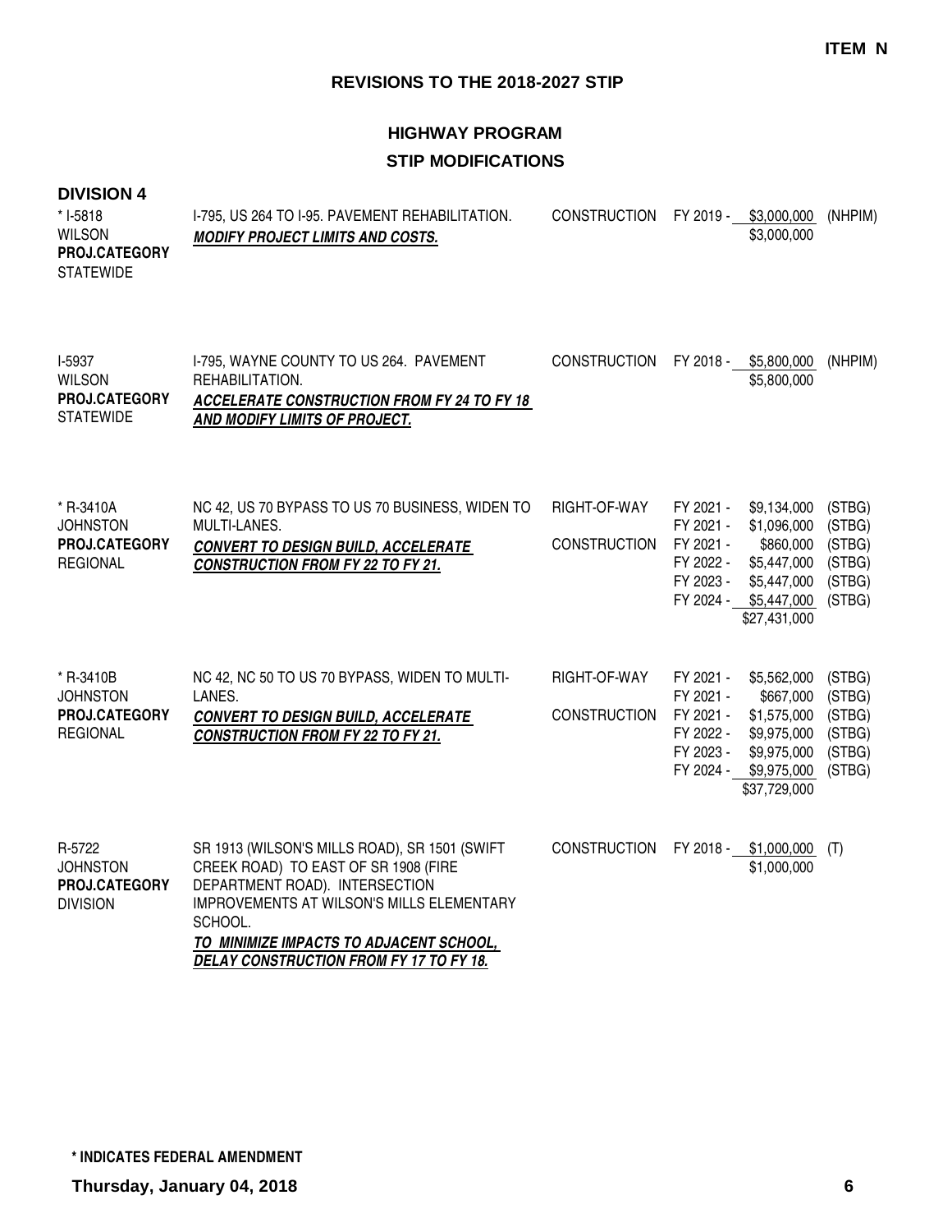**ITEM N**

# REVISIONS TO THE 2018-2027 STIP

## HIGHWAY PROGRAM

## STIP MODIFICATIONS

### DIVISION 4

| Project | Description | Phase | Fiscal Year | Amount | Funding |
|---|---|---|---|---|---|
| * I-5818<br>WILSON<br>**PROJ.CATEGORY**<br>STATEWIDE | I-795, US 264 TO I-95. PAVEMENT REHABILITATION.<br>***MODIFY PROJECT LIMITS AND COSTS.*** | CONSTRUCTION | FY 2019 - | $3,000,000 | (NHPIM) |
| | | | | $3,000,000 | |
| I-5937<br>WILSON<br>**PROJ.CATEGORY**<br>STATEWIDE | I-795, WAYNE COUNTY TO US 264. PAVEMENT REHABILITATION.<br>***ACCELERATE CONSTRUCTION FROM FY 24 TO FY 18 AND MODIFY LIMITS OF PROJECT.*** | CONSTRUCTION | FY 2018 - | $5,800,000 | (NHPIM) |
| | | | | $5,800,000 | |
| * R-3410A<br>JOHNSTON<br>**PROJ.CATEGORY**<br>REGIONAL | NC 42, US 70 BYPASS TO US 70 BUSINESS, WIDEN TO MULTI-LANES.<br>***CONVERT TO DESIGN BUILD, ACCELERATE CONSTRUCTION FROM FY 22 TO FY 21.*** | RIGHT-OF-WAY | FY 2021 - | $9,134,000 | (STBG) |
| | | | FY 2021 - | $1,096,000 | (STBG) |
| | | CONSTRUCTION | FY 2021 - | $860,000 | (STBG) |
| | | | FY 2022 - | $5,447,000 | (STBG) |
| | | | FY 2023 - | $5,447,000 | (STBG) |
| | | | FY 2024 - | $5,447,000 | (STBG) |
| | | | | $27,431,000 | |
| * R-3410B<br>JOHNSTON<br>**PROJ.CATEGORY**<br>REGIONAL | NC 42, NC 50 TO US 70 BYPASS, WIDEN TO MULTI-LANES.<br>***CONVERT TO DESIGN BUILD, ACCELERATE CONSTRUCTION FROM FY 22 TO FY 21.*** | RIGHT-OF-WAY | FY 2021 - | $5,562,000 | (STBG) |
| | | | FY 2021 - | $667,000 | (STBG) |
| | | CONSTRUCTION | FY 2021 - | $1,575,000 | (STBG) |
| | | | FY 2022 - | $9,975,000 | (STBG) |
| | | | FY 2023 - | $9,975,000 | (STBG) |
| | | | FY 2024 - | $9,975,000 | (STBG) |
| | | | | $37,729,000 | |
| R-5722<br>JOHNSTON<br>**PROJ.CATEGORY**<br>DIVISION | SR 1913 (WILSON'S MILLS ROAD), SR 1501 (SWIFT CREEK ROAD) TO EAST OF SR 1908 (FIRE DEPARTMENT ROAD). INTERSECTION IMPROVEMENTS AT WILSON'S MILLS ELEMENTARY SCHOOL.<br>***TO MINIMIZE IMPACTS TO ADJACENT SCHOOL, DELAY CONSTRUCTION FROM FY 17 TO FY 18.*** | CONSTRUCTION | FY 2018 - | $1,000,000 | (T) |
| | | | | $1,000,000 | |

**\* INDICATES FEDERAL AMENDMENT**

**Thursday, January 04, 2018**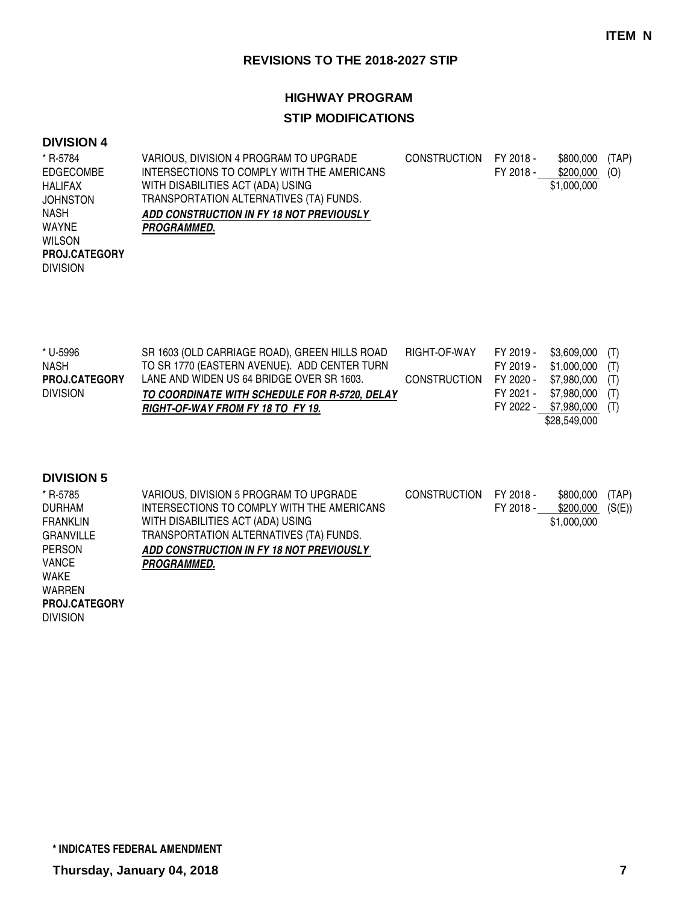**ITEM N**

## REVISIONS TO THE 2018-2027 STIP

### HIGHWAY PROGRAM

### STIP MODIFICATIONS

**DIVISION 4**

| Project / Counties | Description | Phase | Fiscal Year | Amount | Fund |
|---|---|---|---|---|---|
| * R-5784<br>EDGECOMBE<br>HALIFAX<br>JOHNSTON<br>NASH<br>WAYNE<br>WILSON<br>**PROJ.CATEGORY**<br>DIVISION | VARIOUS, DIVISION 4 PROGRAM TO UPGRADE INTERSECTIONS TO COMPLY WITH THE AMERICANS WITH DISABILITIES ACT (ADA) USING TRANSPORTATION ALTERNATIVES (TA) FUNDS.<br>***ADD CONSTRUCTION IN FY 18 NOT PREVIOUSLY PROGRAMMED.*** | CONSTRUCTION | FY 2018 - | $800,000 | (TAP) |
| | | | FY 2018 - | $200,000 | (O) |
| | | | | $1,000,000 | |

| Project / Counties | Description | Phase | Fiscal Year | Amount | Fund |
|---|---|---|---|---|---|
| * U-5996<br>NASH<br>**PROJ.CATEGORY**<br>DIVISION | SR 1603 (OLD CARRIAGE ROAD), GREEN HILLS ROAD TO SR 1770 (EASTERN AVENUE). ADD CENTER TURN LANE AND WIDEN US 64 BRIDGE OVER SR 1603.<br>***TO COORDINATE WITH SCHEDULE FOR R-5720, DELAY RIGHT-OF-WAY FROM FY 18 TO FY 19.*** | RIGHT-OF-WAY | FY 2019 - | $3,609,000 | (T) |
| | | | FY 2019 - | $1,000,000 | (T) |
| | | CONSTRUCTION | FY 2020 - | $7,980,000 | (T) |
| | | | FY 2021 - | $7,980,000 | (T) |
| | | | FY 2022 - | $7,980,000 | (T) |
| | | | | $28,549,000 | |

**DIVISION 5**

| Project / Counties | Description | Phase | Fiscal Year | Amount | Fund |
|---|---|---|---|---|---|
| * R-5785<br>DURHAM<br>FRANKLIN<br>GRANVILLE<br>PERSON<br>VANCE<br>WAKE<br>WARREN<br>**PROJ.CATEGORY**<br>DIVISION | VARIOUS, DIVISION 5 PROGRAM TO UPGRADE INTERSECTIONS TO COMPLY WITH THE AMERICANS WITH DISABILITIES ACT (ADA) USING TRANSPORTATION ALTERNATIVES (TA) FUNDS.<br>***ADD CONSTRUCTION IN FY 18 NOT PREVIOUSLY PROGRAMMED.*** | CONSTRUCTION | FY 2018 - | $800,000 | (TAP) |
| | | | FY 2018 - | $200,000 | (S(E)) |
| | | | | $1,000,000 | |

**\* INDICATES FEDERAL AMENDMENT**

**Thursday, January 04, 2018**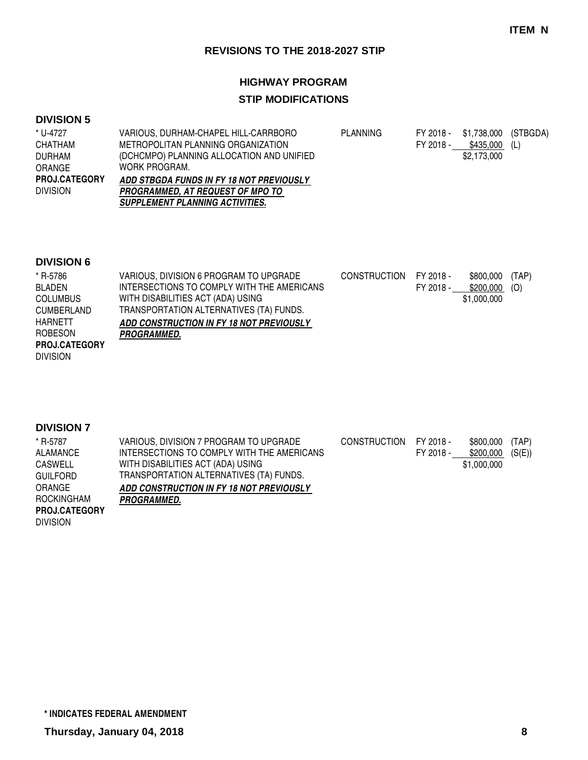**ITEM N**

## REVISIONS TO THE 2018-2027 STIP

### HIGHWAY PROGRAM

### STIP MODIFICATIONS

#### DIVISION 5

| Project | Description | Phase | Year | Amount | Fund |
|---|---|---|---|---|---|
| * U-4727<br>CHATHAM<br>DURHAM<br>ORANGE<br>**PROJ.CATEGORY**<br>DIVISION | VARIOUS, DURHAM-CHAPEL HILL-CARRBORO METROPOLITAN PLANNING ORGANIZATION (DCHCMPO) PLANNING ALLOCATION AND UNIFIED WORK PROGRAM.<br>***ADD STBGDA FUNDS IN FY 18 NOT PREVIOUSLY PROGRAMMED, AT REQUEST OF MPO TO SUPPLEMENT PLANNING ACTIVITIES.*** | PLANNING | FY 2018 -<br>FY 2018 - | \$1,738,000<br>\$435,000<br>\$2,173,000 | (STBGDA)<br>(L) |

#### DIVISION 6

| Project | Description | Phase | Year | Amount | Fund |
|---|---|---|---|---|---|
| * R-5786<br>BLADEN<br>COLUMBUS<br>CUMBERLAND<br>HARNETT<br>ROBESON<br>**PROJ.CATEGORY**<br>DIVISION | VARIOUS, DIVISION 6 PROGRAM TO UPGRADE INTERSECTIONS TO COMPLY WITH THE AMERICANS WITH DISABILITIES ACT (ADA) USING TRANSPORTATION ALTERNATIVES (TA) FUNDS.<br>***ADD CONSTRUCTION IN FY 18 NOT PREVIOUSLY PROGRAMMED.*** | CONSTRUCTION | FY 2018 -<br>FY 2018 - | \$800,000<br>\$200,000<br>\$1,000,000 | (TAP)<br>(O) |

#### DIVISION 7

| Project | Description | Phase | Year | Amount | Fund |
|---|---|---|---|---|---|
| * R-5787<br>ALAMANCE<br>CASWELL<br>GUILFORD<br>ORANGE<br>ROCKINGHAM<br>**PROJ.CATEGORY**<br>DIVISION | VARIOUS, DIVISION 7 PROGRAM TO UPGRADE INTERSECTIONS TO COMPLY WITH THE AMERICANS WITH DISABILITIES ACT (ADA) USING TRANSPORTATION ALTERNATIVES (TA) FUNDS.<br>***ADD CONSTRUCTION IN FY 18 NOT PREVIOUSLY PROGRAMMED.*** | CONSTRUCTION | FY 2018 -<br>FY 2018 - | \$800,000<br>\$200,000<br>\$1,000,000 | (TAP)<br>(S(E)) |

**\* INDICATES FEDERAL AMENDMENT**

**Thursday, January 04, 2018**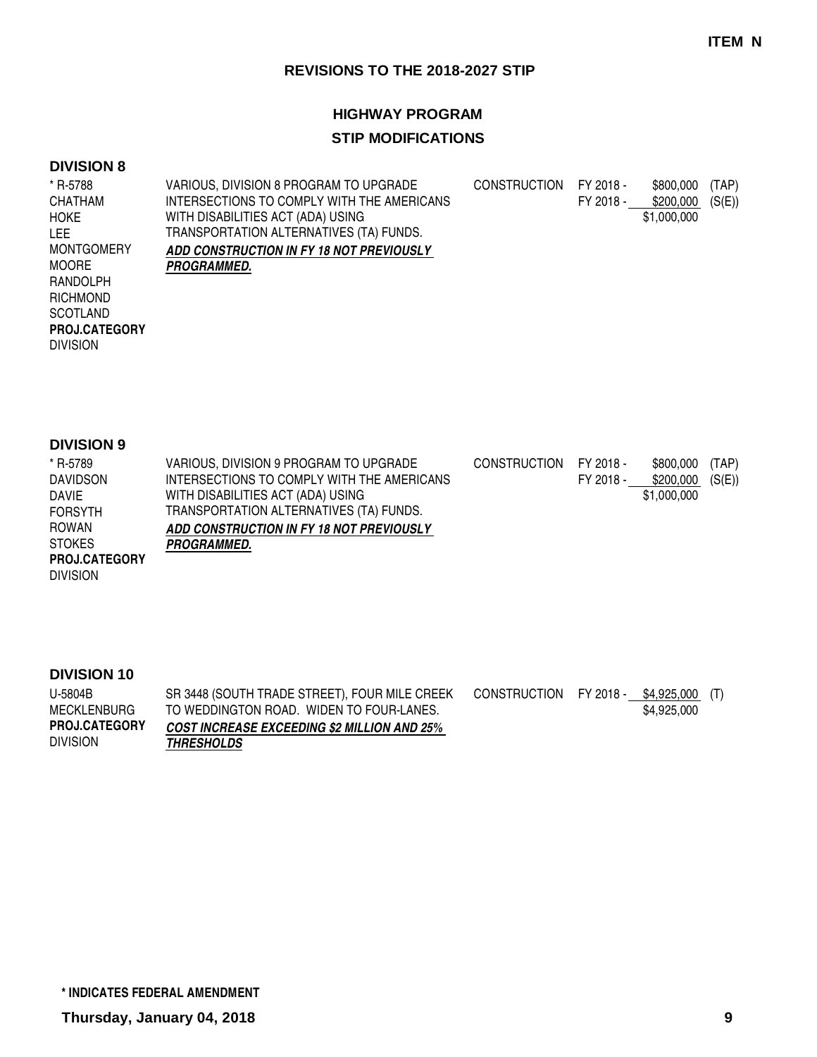**ITEM N**

## REVISIONS TO THE 2018-2027 STIP

### HIGHWAY PROGRAM

### STIP MODIFICATIONS

#### DIVISION 8

| Project / Counties | Description | Phase | Year | Amount | Fund |
|---|---|---|---|---|---|
| * R-5788<br>CHATHAM<br>HOKE<br>LEE<br>MONTGOMERY<br>MOORE<br>RANDOLPH<br>RICHMOND<br>SCOTLAND<br>**PROJ.CATEGORY**<br>DIVISION | VARIOUS, DIVISION 8 PROGRAM TO UPGRADE INTERSECTIONS TO COMPLY WITH THE AMERICANS WITH DISABILITIES ACT (ADA) USING TRANSPORTATION ALTERNATIVES (TA) FUNDS.<br>***ADD CONSTRUCTION IN FY 18 NOT PREVIOUSLY PROGRAMMED.*** | CONSTRUCTION | FY 2018 -<br>FY 2018 - | \$800,000<br>\$200,000<br>\$1,000,000 | (TAP)<br>(S(E)) |

#### DIVISION 9

| Project / Counties | Description | Phase | Year | Amount | Fund |
|---|---|---|---|---|---|
| * R-5789<br>DAVIDSON<br>DAVIE<br>FORSYTH<br>ROWAN<br>STOKES<br>**PROJ.CATEGORY**<br>DIVISION | VARIOUS, DIVISION 9 PROGRAM TO UPGRADE INTERSECTIONS TO COMPLY WITH THE AMERICANS WITH DISABILITIES ACT (ADA) USING TRANSPORTATION ALTERNATIVES (TA) FUNDS.<br>***ADD CONSTRUCTION IN FY 18 NOT PREVIOUSLY PROGRAMMED.*** | CONSTRUCTION | FY 2018 -<br>FY 2018 - | \$800,000<br>\$200,000<br>\$1,000,000 | (TAP)<br>(S(E)) |

#### DIVISION 10

| Project / Counties | Description | Phase | Year | Amount | Fund |
|---|---|---|---|---|---|
| U-5804B<br>MECKLENBURG<br>**PROJ.CATEGORY**<br>DIVISION | SR 3448 (SOUTH TRADE STREET), FOUR MILE CREEK TO WEDDINGTON ROAD. WIDEN TO FOUR-LANES.<br>***COST INCREASE EXCEEDING \$2 MILLION AND 25% THRESHOLDS*** | CONSTRUCTION | FY 2018 - | \$4,925,000<br>\$4,925,000 | (T) |

**\* INDICATES FEDERAL AMENDMENT**

**Thursday, January 04, 2018**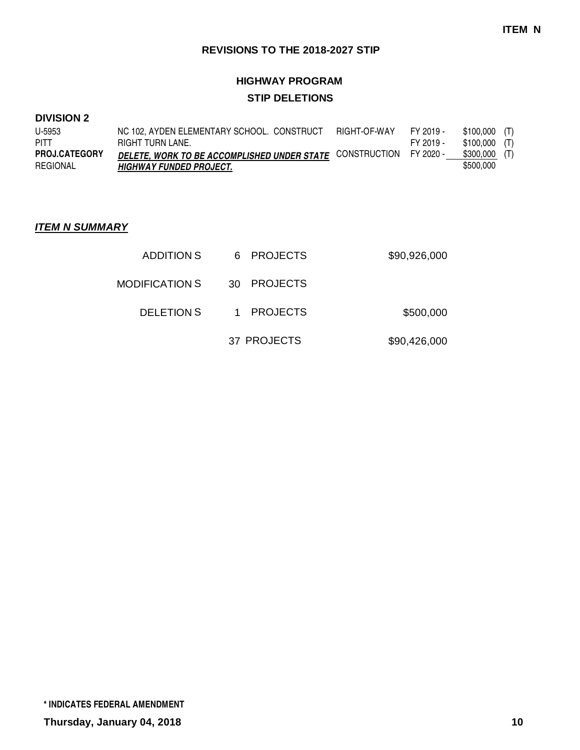**ITEM N**

## REVISIONS TO THE 2018-2027 STIP

### HIGHWAY PROGRAM

### STIP DELETIONS

**DIVISION 2**

| | | | | | |
|---|---|---|---|---|---|
| U-5953 | NC 102, AYDEN ELEMENTARY SCHOOL. CONSTRUCT | RIGHT-OF-WAY | FY 2019 - | $100,000 | (T) |
| PITT | RIGHT TURN LANE. | | FY 2019 - | $100,000 | (T) |
| **PROJ.CATEGORY** | ***DELETE, WORK TO BE ACCOMPLISHED UNDER STATE*** | CONSTRUCTION | FY 2020 - | $300,000 | (T) |
| REGIONAL | ***HIGHWAY FUNDED PROJECT.*** | | | $500,000 | |

***ITEM N SUMMARY***

| | | | |
|---|---|---|---|
| ADDITION S | 6 | PROJECTS | $90,926,000 |
| MODIFICATION S | 30 | PROJECTS | |
| DELETION S | 1 | PROJECTS | $500,000 |
| | 37 | PROJECTS | $90,426,000 |

**\* INDICATES FEDERAL AMENDMENT**

**Thursday, January 04, 2018**